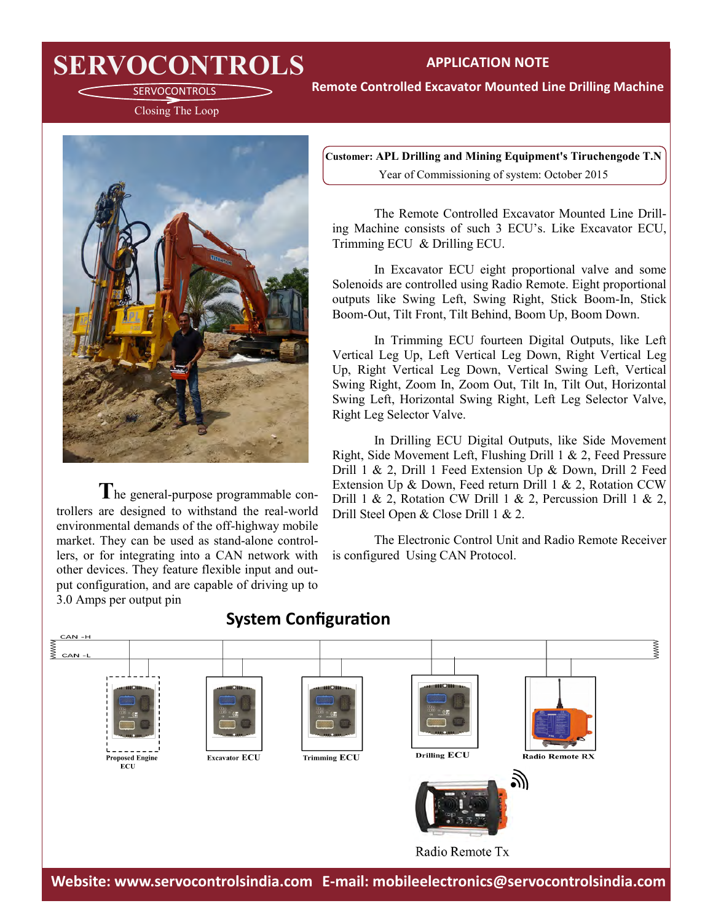# SERVOCONTROLS

SERVOCONTROLS

Closing The Loop

## APPLICATION NOTE

**Remote Controlled Excavator Mounted Line Drilling Machine**

**Customer: APL Drilling and Mining Equipment's Tiruchengode T.N**

Year of Commissioning of system: October 2015

The Remote Controlled Excavator Mounted Line Drilling Machine consists of such 3 ECU's. Like Excavator ECU, Trimming ECU & Drilling ECU.

In Excavator ECU eight proportional valve and some Solenoids are controlled using Radio Remote. Eight proportional outputs like Swing Left, Swing Right, Stick Boom-In, Stick Boom-Out, Tilt Front, Tilt Behind, Boom Up, Boom Down.

In Trimming ECU fourteen Digital Outputs, like Left Vertical Leg Up, Left Vertical Leg Down, Right Vertical Leg Up, Right Vertical Leg Down, Vertical Swing Left, Vertical Swing Right, Zoom In, Zoom Out, Tilt In, Tilt Out, Horizontal Swing Left, Horizontal Swing Right, Left Leg Selector Valve, Right Leg Selector Valve.

In Drilling ECU Digital Outputs, like Side Movement Right, Side Movement Left, Flushing Drill 1 & 2, Feed Pressure Drill 1 & 2, Drill 1 Feed Extension Up & Down, Drill 2 Feed Extension Up & Down, Feed return Drill 1 & 2, Rotation CCW Drill 1 & 2, Rotation CW Drill 1 & 2, Percussion Drill 1 & 2, Drill Steel Open & Close Drill 1 & 2.

The Electronic Control Unit and Radio Remote Receiver is configured Using CAN Protocol.

The general-purpose programmable controllers are designed to withstand the real-world environmental demands of the off-highway mobile market. They can be used as stand-alone controllers, or for integrating into a CAN network with other devices. They feature flexible input and output configuration, and are capable of driving up to 3.0 Amps per output pin

## System Configuration

CAN -H

CAN -L

Proposed Engine ECU

Excavator ECU

Trimming ECU

Drilling ECU

Radio Remote RX

Radio Remote Tx

**Website: www.servocontrolsindia.com E-mail: mobileelectronics@servocontrolsindia.com**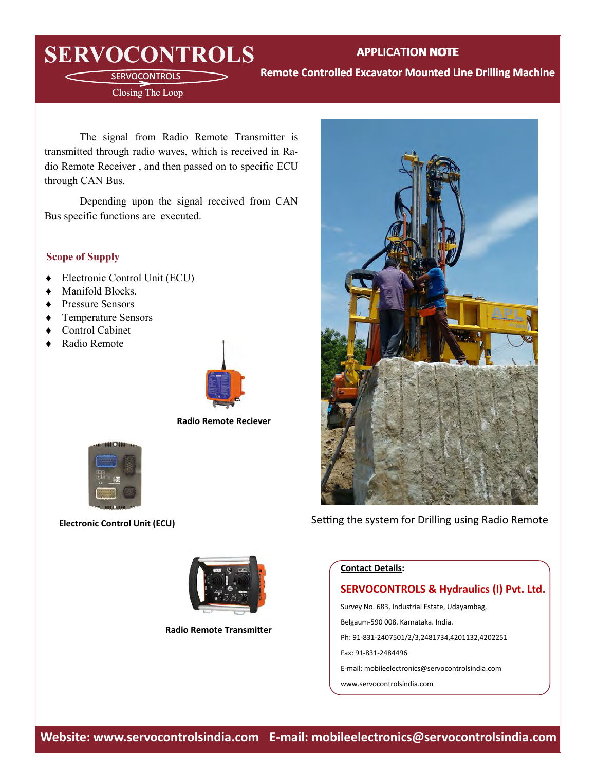# SERVOCONTROLS

SERVOCONTROLS

Closing The Loop

## APPLICATION NOTE

**Remote Controlled Excavator Mounted Line Drilling Machine**

The signal from Radio Remote Transmitter is transmitted through radio waves, which is received in Radio Remote Receiver , and then passed on to specific ECU through CAN Bus.

Depending upon the signal received from CAN Bus specific functions are executed.

### Scope of Supply

- Electronic Control Unit (ECU)
- Manifold Blocks.
- Pressure Sensors
- Temperature Sensors
- Control Cabinet
- Radio Remote

**Radio Remote Reciever**

**Electronic Control Unit (ECU)**

**Radio Remote Transmitter**

Setting the system for Drilling using Radio Remote

**Contact Details:**

**SERVOCONTROLS & Hydraulics (I) Pvt. Ltd.**

Survey No. 683, Industrial Estate, Udayambag,

Belgaum-590 008. Karnataka. India.

Ph: 91-831-2407501/2/3,2481734,4201132,4202251

Fax: 91-831-2484496

E-mail: mobileelectronics@servocontrolsindia.com

www.servocontrolsindia.com

**Website: www.servocontrolsindia.com E-mail: mobileelectronics@servocontrolsindia.com**